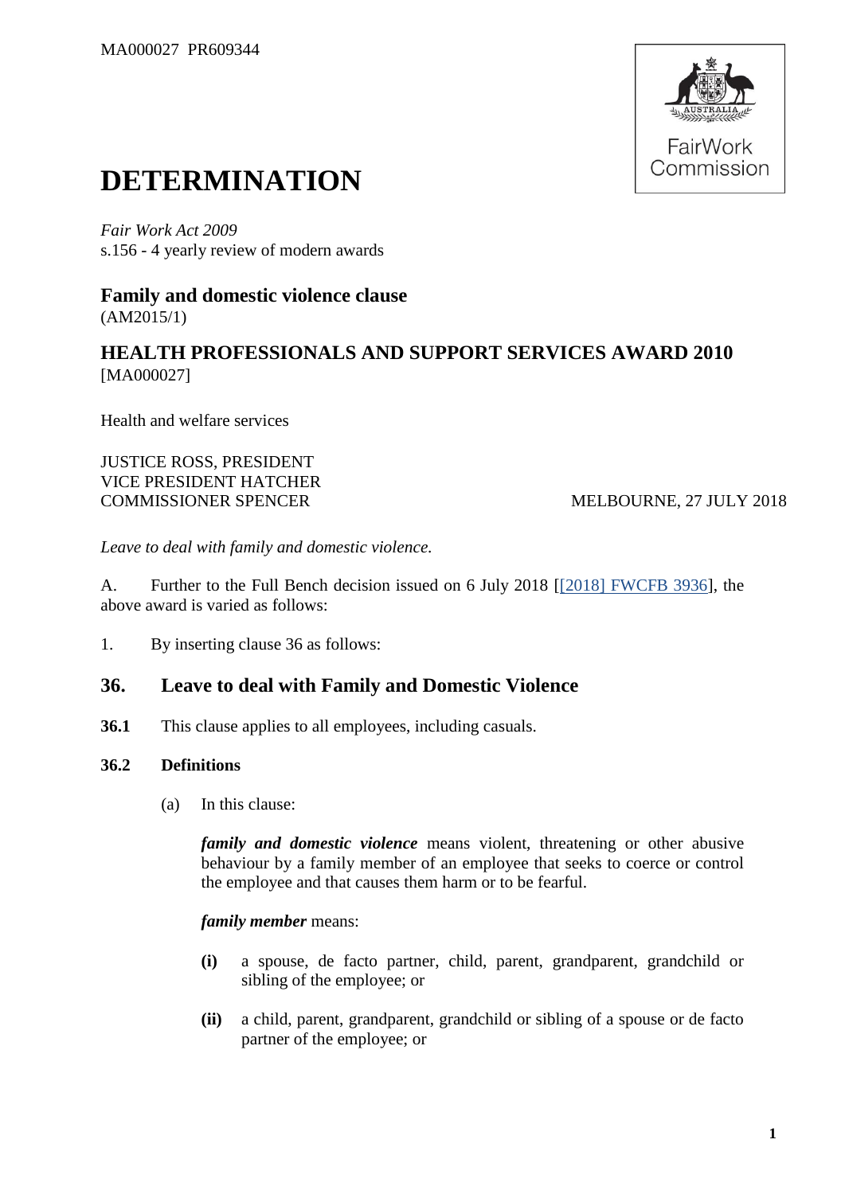MA000027 PR609344

# DETERMINATION

*Fair Work Act 2009*
s.156 - 4 yearly review of modern awards

## Family and domestic violence clause

(AM2015/1)

## HEALTH PROFESSIONALS AND SUPPORT SERVICES AWARD 2010

[MA000027]

Health and welfare services

JUSTICE ROSS, PRESIDENT
VICE PRESIDENT HATCHER
COMMISSIONER SPENCER

MELBOURNE, 27 JULY 2018

*Leave to deal with family and domestic violence.*

A. Further to the Full Bench decision issued on 6 July 2018 [[2018] FWCFB 3936], the above award is varied as follows:

1. By inserting clause 36 as follows:

## 36. Leave to deal with Family and Domestic Violence

**36.1** This clause applies to all employees, including casuals.

**36.2 Definitions**

(a) In this clause:

***family and domestic violence*** means violent, threatening or other abusive behaviour by a family member of an employee that seeks to coerce or control the employee and that causes them harm or to be fearful.

***family member*** means:

**(i)** a spouse, de facto partner, child, parent, grandparent, grandchild or sibling of the employee; or

**(ii)** a child, parent, grandparent, grandchild or sibling of a spouse or de facto partner of the employee; or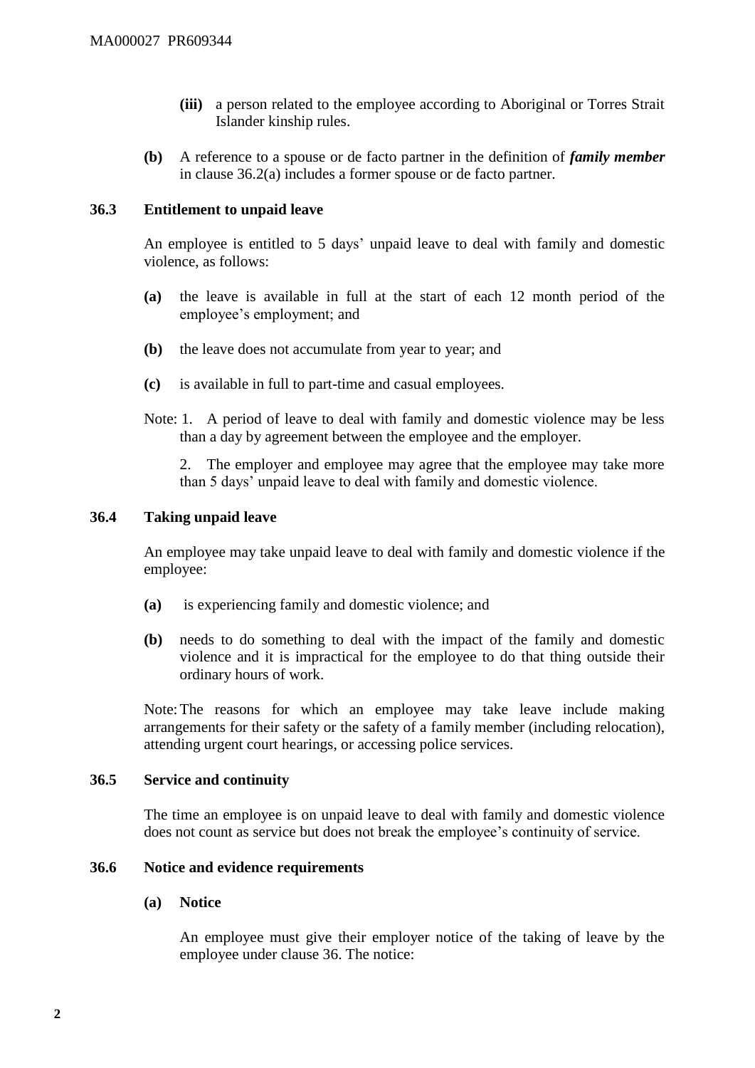- **(iii)** a person related to the employee according to Aboriginal or Torres Strait Islander kinship rules.

**(b)** A reference to a spouse or de facto partner in the definition of ***family member*** in clause 36.2(a) includes a former spouse or de facto partner.

### 36.3 Entitlement to unpaid leave

An employee is entitled to 5 days' unpaid leave to deal with family and domestic violence, as follows:

**(a)** the leave is available in full at the start of each 12 month period of the employee's employment; and

**(b)** the leave does not accumulate from year to year; and

**(c)** is available in full to part-time and casual employees.

Note: 1. A period of leave to deal with family and domestic violence may be less than a day by agreement between the employee and the employer.

2. The employer and employee may agree that the employee may take more than 5 days' unpaid leave to deal with family and domestic violence.

### 36.4 Taking unpaid leave

An employee may take unpaid leave to deal with family and domestic violence if the employee:

**(a)** is experiencing family and domestic violence; and

**(b)** needs to do something to deal with the impact of the family and domestic violence and it is impractical for the employee to do that thing outside their ordinary hours of work.

Note: The reasons for which an employee may take leave include making arrangements for their safety or the safety of a family member (including relocation), attending urgent court hearings, or accessing police services.

### 36.5 Service and continuity

The time an employee is on unpaid leave to deal with family and domestic violence does not count as service but does not break the employee's continuity of service.

### 36.6 Notice and evidence requirements

**(a) Notice**

An employee must give their employer notice of the taking of leave by the employee under clause 36. The notice: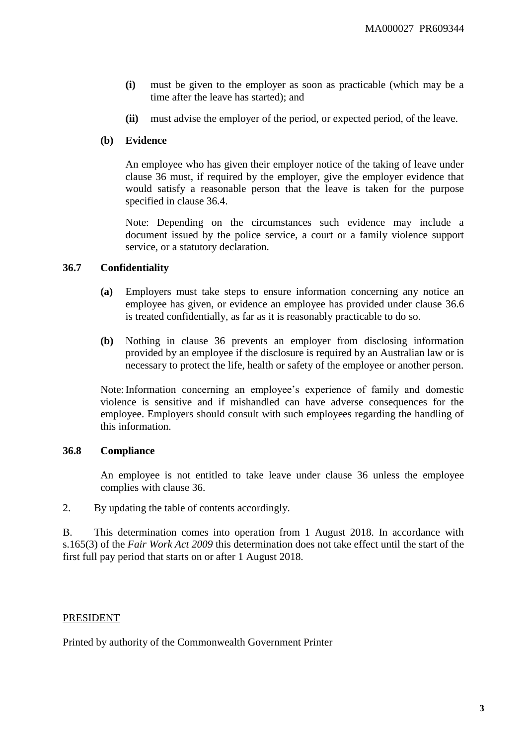- **(i)** must be given to the employer as soon as practicable (which may be a time after the leave has started); and
- **(ii)** must advise the employer of the period, or expected period, of the leave.

**(b) Evidence**

An employee who has given their employer notice of the taking of leave under clause 36 must, if required by the employer, give the employer evidence that would satisfy a reasonable person that the leave is taken for the purpose specified in clause 36.4.

Note: Depending on the circumstances such evidence may include a document issued by the police service, a court or a family violence support service, or a statutory declaration.

**36.7 Confidentiality**

- **(a)** Employers must take steps to ensure information concerning any notice an employee has given, or evidence an employee has provided under clause 36.6 is treated confidentially, as far as it is reasonably practicable to do so.
- **(b)** Nothing in clause 36 prevents an employer from disclosing information provided by an employee if the disclosure is required by an Australian law or is necessary to protect the life, health or safety of the employee or another person.

Note: Information concerning an employee's experience of family and domestic violence is sensitive and if mishandled can have adverse consequences for the employee. Employers should consult with such employees regarding the handling of this information.

**36.8 Compliance**

An employee is not entitled to take leave under clause 36 unless the employee complies with clause 36.

2. By updating the table of contents accordingly.

B. This determination comes into operation from 1 August 2018. In accordance with s.165(3) of the *Fair Work Act 2009* this determination does not take effect until the start of the first full pay period that starts on or after 1 August 2018.

PRESIDENT

Printed by authority of the Commonwealth Government Printer